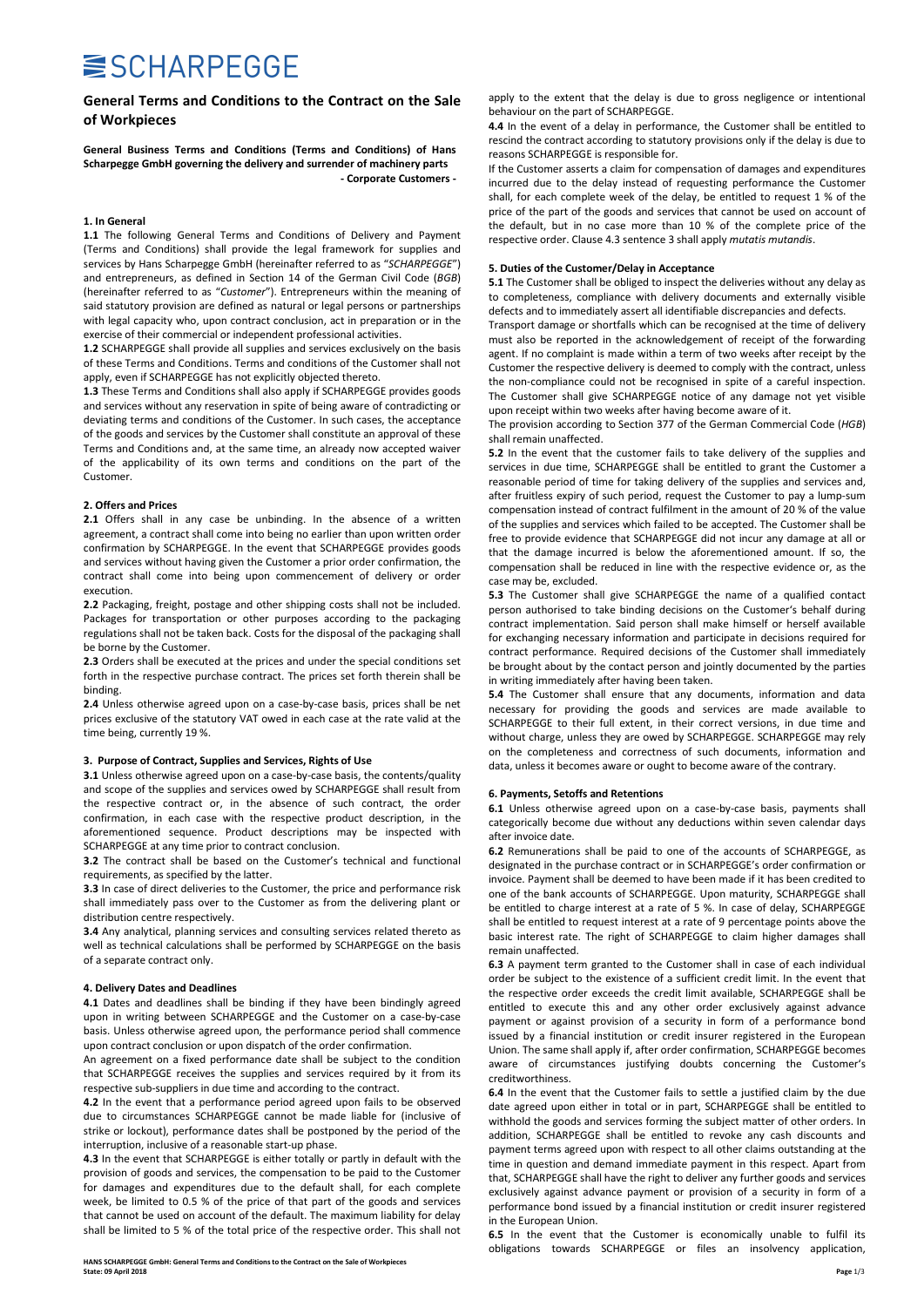# SCHARPEGGE

## General Terms and Conditions to the Contract on the Sale of Workpieces

**General Business Terms and Conditions (Terms and Conditions) of Hans Scharpegge GmbH governing the delivery and surrender of machinery parts**

**- Corporate Customers -**

### 1. In General

**1.1** The following General Terms and Conditions of Delivery and Payment (Terms and Conditions) shall provide the legal framework for supplies and services by Hans Scharpegge GmbH (hereinafter referred to as "*SCHARPEGGE*") and entrepreneurs, as defined in Section 14 of the German Civil Code (*BGB*) (hereinafter referred to as "*Customer*"). Entrepreneurs within the meaning of said statutory provision are defined as natural or legal persons or partnerships with legal capacity who, upon contract conclusion, act in preparation or in the exercise of their commercial or independent professional activities.

**1.2** SCHARPEGGE shall provide all supplies and services exclusively on the basis of these Terms and Conditions. Terms and conditions of the Customer shall not apply, even if SCHARPEGGE has not explicitly objected thereto.

**1.3** These Terms and Conditions shall also apply if SCHARPEGGE provides goods and services without any reservation in spite of being aware of contradicting or deviating terms and conditions of the Customer. In such cases, the acceptance of the goods and services by the Customer shall constitute an approval of these Terms and Conditions and, at the same time, an already now accepted waiver of the applicability of its own terms and conditions on the part of the Customer.

### 2. Offers and Prices

**2.1** Offers shall in any case be unbinding. In the absence of a written agreement, a contract shall come into being no earlier than upon written order confirmation by SCHARPEGGE. In the event that SCHARPEGGE provides goods and services without having given the Customer a prior order confirmation, the contract shall come into being upon commencement of delivery or order execution.

**2.2** Packaging, freight, postage and other shipping costs shall not be included. Packages for transportation or other purposes according to the packaging regulations shall not be taken back. Costs for the disposal of the packaging shall be borne by the Customer.

**2.3** Orders shall be executed at the prices and under the special conditions set forth in the respective purchase contract. The prices set forth therein shall be binding.

**2.4** Unless otherwise agreed upon on a case-by-case basis, prices shall be net prices exclusive of the statutory VAT owed in each case at the rate valid at the time being, currently 19 %.

### 3. Purpose of Contract, Supplies and Services, Rights of Use

**3.1** Unless otherwise agreed upon on a case-by-case basis, the contents/quality and scope of the supplies and services owed by SCHARPEGGE shall result from the respective contract or, in the absence of such contract, the order confirmation, in each case with the respective product description, in the aforementioned sequence. Product descriptions may be inspected with SCHARPEGGE at any time prior to contract conclusion.

**3.2** The contract shall be based on the Customer's technical and functional requirements, as specified by the latter.

**3.3** In case of direct deliveries to the Customer, the price and performance risk shall immediately pass over to the Customer as from the delivering plant or distribution centre respectively.

**3.4** Any analytical, planning services and consulting services related thereto as well as technical calculations shall be performed by SCHARPEGGE on the basis of a separate contract only.

### 4. Delivery Dates and Deadlines

**4.1** Dates and deadlines shall be binding if they have been bindingly agreed upon in writing between SCHARPEGGE and the Customer on a case-by-case basis. Unless otherwise agreed upon, the performance period shall commence upon contract conclusion or upon dispatch of the order confirmation.

An agreement on a fixed performance date shall be subject to the condition that SCHARPEGGE receives the supplies and services required by it from its respective sub-suppliers in due time and according to the contract.

**4.2** In the event that a performance period agreed upon fails to be observed due to circumstances SCHARPEGGE cannot be made liable for (inclusive of strike or lockout), performance dates shall be postponed by the period of the interruption, inclusive of a reasonable start-up phase.

**4.3** In the event that SCHARPEGGE is either totally or partly in default with the provision of goods and services, the compensation to be paid to the Customer for damages and expenditures due to the default shall, for each complete week, be limited to 0.5 % of the price of that part of the goods and services that cannot be used on account of the default. The maximum liability for delay shall be limited to 5 % of the total price of the respective order. This shall not apply to the extent that the delay is due to gross negligence or intentional behaviour on the part of SCHARPEGGE.

**4.4** In the event of a delay in performance, the Customer shall be entitled to rescind the contract according to statutory provisions only if the delay is due to reasons SCHARPEGGE is responsible for.

If the Customer asserts a claim for compensation of damages and expenditures incurred due to the delay instead of requesting performance the Customer shall, for each complete week of the delay, be entitled to request 1 % of the price of the part of the goods and services that cannot be used on account of the default, but in no case more than 10 % of the complete price of the respective order. Clause 4.3 sentence 3 shall apply *mutatis mutandis*.

### 5. Duties of the Customer/Delay in Acceptance

**5.1** The Customer shall be obliged to inspect the deliveries without any delay as to completeness, compliance with delivery documents and externally visible defects and to immediately assert all identifiable discrepancies and defects.

Transport damage or shortfalls which can be recognised at the time of delivery must also be reported in the acknowledgement of receipt of the forwarding agent. If no complaint is made within a term of two weeks after receipt by the Customer the respective delivery is deemed to comply with the contract, unless the non-compliance could not be recognised in spite of a careful inspection. The Customer shall give SCHARPEGGE notice of any damage not yet visible upon receipt within two weeks after having become aware of it.

The provision according to Section 377 of the German Commercial Code (*HGB*) shall remain unaffected.

**5.2** In the event that the customer fails to take delivery of the supplies and services in due time, SCHARPEGGE shall be entitled to grant the Customer a reasonable period of time for taking delivery of the supplies and services and, after fruitless expiry of such period, request the Customer to pay a lump-sum compensation instead of contract fulfilment in the amount of 20 % of the value of the supplies and services which failed to be accepted. The Customer shall be free to provide evidence that SCHARPEGGE did not incur any damage at all or that the damage incurred is below the aforementioned amount. If so, the compensation shall be reduced in line with the respective evidence or, as the case may be, excluded.

**5.3** The Customer shall give SCHARPEGGE the name of a qualified contact person authorised to take binding decisions on the Customer's behalf during contract implementation. Said person shall make himself or herself available for exchanging necessary information and participate in decisions required for contract performance. Required decisions of the Customer shall immediately be brought about by the contact person and jointly documented by the parties in writing immediately after having been taken.

**5.4** The Customer shall ensure that any documents, information and data necessary for providing the goods and services are made available to SCHARPEGGE to their full extent, in their correct versions, in due time and without charge, unless they are owed by SCHARPEGGE. SCHARPEGGE may rely on the completeness and correctness of such documents, information and data, unless it becomes aware or ought to become aware of the contrary.

### 6. Payments, Setoffs and Retentions

**6.1** Unless otherwise agreed upon on a case-by-case basis, payments shall categorically become due without any deductions within seven calendar days after invoice date.

**6.2** Remunerations shall be paid to one of the accounts of SCHARPEGGE, as designated in the purchase contract or in SCHARPEGGE's order confirmation or invoice. Payment shall be deemed to have been made if it has been credited to one of the bank accounts of SCHARPEGGE. Upon maturity, SCHARPEGGE shall be entitled to charge interest at a rate of 5 %. In case of delay, SCHARPEGGE shall be entitled to request interest at a rate of 9 percentage points above the basic interest rate. The right of SCHARPEGGE to claim higher damages shall remain unaffected.

**6.3** A payment term granted to the Customer shall in case of each individual order be subject to the existence of a sufficient credit limit. In the event that the respective order exceeds the credit limit available, SCHARPEGGE shall be entitled to execute this and any other order exclusively against advance payment or against provision of a security in form of a performance bond issued by a financial institution or credit insurer registered in the European Union. The same shall apply if, after order confirmation, SCHARPEGGE becomes aware of circumstances justifying doubts concerning the Customer's creditworthiness.

**6.4** In the event that the Customer fails to settle a justified claim by the due date agreed upon either in total or in part, SCHARPEGGE shall be entitled to withhold the goods and services forming the subject matter of other orders. In addition, SCHARPEGGE shall be entitled to revoke any cash discounts and payment terms agreed upon with respect to all other claims outstanding at the time in question and demand immediate payment in this respect. Apart from that, SCHARPEGGE shall have the right to deliver any further goods and services exclusively against advance payment or provision of a security in form of a performance bond issued by a financial institution or credit insurer registered in the European Union.

**6.5** In the event that the Customer is economically unable to fulfil its obligations towards SCHARPEGGE or files an insolvency application,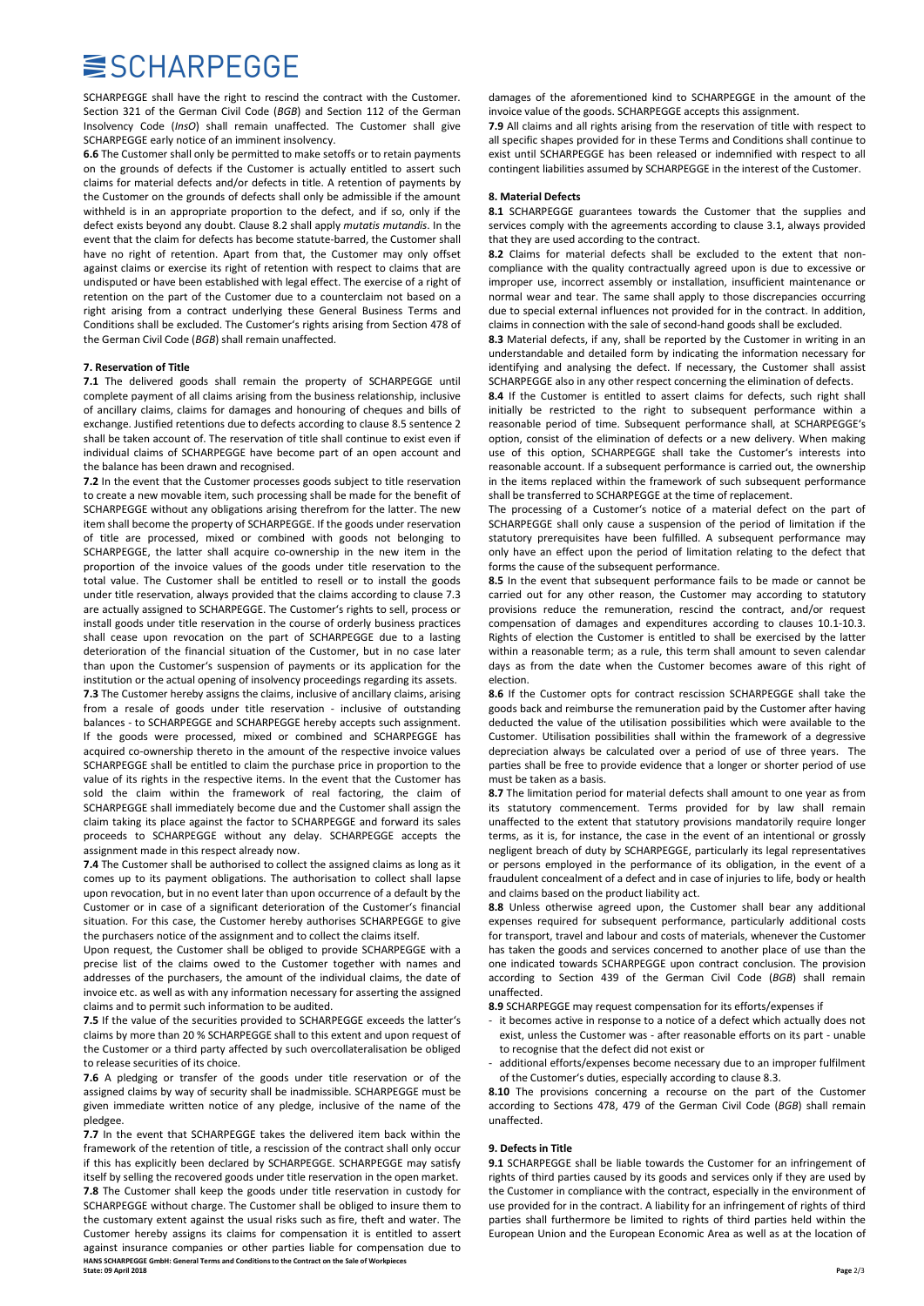SCHARPEGGE shall have the right to rescind the contract with the Customer. Section 321 of the German Civil Code (*BGB*) and Section 112 of the German Insolvency Code (*InsO*) shall remain unaffected. The Customer shall give SCHARPEGGE early notice of an imminent insolvency.

**6.6** The Customer shall only be permitted to make setoffs or to retain payments on the grounds of defects if the Customer is actually entitled to assert such claims for material defects and/or defects in title. A retention of payments by the Customer on the grounds of defects shall only be admissible if the amount withheld is in an appropriate proportion to the defect, and if so, only if the defect exists beyond any doubt. Clause 8.2 shall apply *mutatis mutandis*. In the event that the claim for defects has become statute-barred, the Customer shall have no right of retention. Apart from that, the Customer may only offset against claims or exercise its right of retention with respect to claims that are undisputed or have been established with legal effect. The exercise of a right of retention on the part of the Customer due to a counterclaim not based on a right arising from a contract underlying these General Business Terms and Conditions shall be excluded. The Customer's rights arising from Section 478 of the German Civil Code (*BGB*) shall remain unaffected.

**7. Reservation of Title**

**7.1** The delivered goods shall remain the property of SCHARPEGGE until complete payment of all claims arising from the business relationship, inclusive of ancillary claims, claims for damages and honouring of cheques and bills of exchange. Justified retentions due to defects according to clause 8.5 sentence 2 shall be taken account of. The reservation of title shall continue to exist even if individual claims of SCHARPEGGE have become part of an open account and the balance has been drawn and recognised.

**7.2** In the event that the Customer processes goods subject to title reservation to create a new movable item, such processing shall be made for the benefit of SCHARPEGGE without any obligations arising therefrom for the latter. The new item shall become the property of SCHARPEGGE. If the goods under reservation of title are processed, mixed or combined with goods not belonging to SCHARPEGGE, the latter shall acquire co-ownership in the new item in the proportion of the invoice values of the goods under title reservation to the total value. The Customer shall be entitled to resell or to install the goods under title reservation, always provided that the claims according to clause 7.3 are actually assigned to SCHARPEGGE. The Customer's rights to sell, process or install goods under title reservation in the course of orderly business practices shall cease upon revocation on the part of SCHARPEGGE due to a lasting deterioration of the financial situation of the Customer, but in no case later than upon the Customer's suspension of payments or its application for the institution or the actual opening of insolvency proceedings regarding its assets.

**7.3** The Customer hereby assigns the claims, inclusive of ancillary claims, arising from a resale of goods under title reservation - inclusive of outstanding balances - to SCHARPEGGE and SCHARPEGGE hereby accepts such assignment. If the goods were processed, mixed or combined and SCHARPEGGE has acquired co-ownership thereto in the amount of the respective invoice values SCHARPEGGE shall be entitled to claim the purchase price in proportion to the value of its rights in the respective items. In the event that the Customer has sold the claim within the framework of real factoring, the claim of SCHARPEGGE shall immediately become due and the Customer shall assign the claim taking its place against the factor to SCHARPEGGE and forward its sales proceeds to SCHARPEGGE without any delay. SCHARPEGGE accepts the assignment made in this respect already now.

**7.4** The Customer shall be authorised to collect the assigned claims as long as it comes up to its payment obligations. The authorisation to collect shall lapse upon revocation, but in no event later than upon occurrence of a default by the Customer or in case of a significant deterioration of the Customer's financial situation. For this case, the Customer hereby authorises SCHARPEGGE to give the purchasers notice of the assignment and to collect the claims itself.

Upon request, the Customer shall be obliged to provide SCHARPEGGE with a precise list of the claims owed to the Customer together with names and addresses of the purchasers, the amount of the individual claims, the date of invoice etc. as well as with any information necessary for asserting the assigned claims and to permit such information to be audited.

**7.5** If the value of the securities provided to SCHARPEGGE exceeds the latter's claims by more than 20 % SCHARPEGGE shall to this extent and upon request of the Customer or a third party affected by such overcollateralisation be obliged to release securities of its choice.

**7.6** A pledging or transfer of the goods under title reservation or of the assigned claims by way of security shall be inadmissible. SCHARPEGGE must be given immediate written notice of any pledge, inclusive of the name of the pledgee.

**7.7** In the event that SCHARPEGGE takes the delivered item back within the framework of the retention of title, a rescission of the contract shall only occur if this has explicitly been declared by SCHARPEGGE. SCHARPEGGE may satisfy itself by selling the recovered goods under title reservation in the open market.

**7.8** The Customer shall keep the goods under title reservation in custody for SCHARPEGGE without charge. The Customer shall be obliged to insure them to the customary extent against the usual risks such as fire, theft and water. The Customer hereby assigns its claims for compensation it is entitled to assert against insurance companies or other parties liable for compensation due to damages of the aforementioned kind to SCHARPEGGE in the amount of the invoice value of the goods. SCHARPEGGE accepts this assignment.

**7.9** All claims and all rights arising from the reservation of title with respect to all specific shapes provided for in these Terms and Conditions shall continue to exist until SCHARPEGGE has been released or indemnified with respect to all contingent liabilities assumed by SCHARPEGGE in the interest of the Customer.

**8. Material Defects**

**8.1** SCHARPEGGE guarantees towards the Customer that the supplies and services comply with the agreements according to clause 3.1, always provided that they are used according to the contract.

**8.2** Claims for material defects shall be excluded to the extent that non-compliance with the quality contractually agreed upon is due to excessive or improper use, incorrect assembly or installation, insufficient maintenance or normal wear and tear. The same shall apply to those discrepancies occurring due to special external influences not provided for in the contract. In addition, claims in connection with the sale of second-hand goods shall be excluded.

**8.3** Material defects, if any, shall be reported by the Customer in writing in an understandable and detailed form by indicating the information necessary for identifying and analysing the defect. If necessary, the Customer shall assist SCHARPEGGE also in any other respect concerning the elimination of defects.

**8.4** If the Customer is entitled to assert claims for defects, such right shall initially be restricted to the right to subsequent performance within a reasonable period of time. Subsequent performance shall, at SCHARPEGGE's option, consist of the elimination of defects or a new delivery. When making use of this option, SCHARPEGGE shall take the Customer's interests into reasonable account. If a subsequent performance is carried out, the ownership in the items replaced within the framework of such subsequent performance shall be transferred to SCHARPEGGE at the time of replacement.

The processing of a Customer's notice of a material defect on the part of SCHARPEGGE shall only cause a suspension of the period of limitation if the statutory prerequisites have been fulfilled. A subsequent performance may only have an effect upon the period of limitation relating to the defect that forms the cause of the subsequent performance.

**8.5** In the event that subsequent performance fails to be made or cannot be carried out for any other reason, the Customer may according to statutory provisions reduce the remuneration, rescind the contract, and/or request compensation of damages and expenditures according to clauses 10.1-10.3. Rights of election the Customer is entitled to shall be exercised by the latter within a reasonable term; as a rule, this term shall amount to seven calendar days as from the date when the Customer becomes aware of this right of election.

**8.6** If the Customer opts for contract rescission SCHARPEGGE shall take the goods back and reimburse the remuneration paid by the Customer after having deducted the value of the utilisation possibilities which were available to the Customer. Utilisation possibilities shall within the framework of a degressive depreciation always be calculated over a period of use of three years. The parties shall be free to provide evidence that a longer or shorter period of use must be taken as a basis.

**8.7** The limitation period for material defects shall amount to one year as from its statutory commencement. Terms provided for by law shall remain unaffected to the extent that statutory provisions mandatorily require longer terms, as it is, for instance, the case in the event of an intentional or grossly negligent breach of duty by SCHARPEGGE, particularly its legal representatives or persons employed in the performance of its obligation, in the event of a fraudulent concealment of a defect and in case of injuries to life, body or health and claims based on the product liability act.

**8.8** Unless otherwise agreed upon, the Customer shall bear any additional expenses required for subsequent performance, particularly additional costs for transport, travel and labour and costs of materials, whenever the Customer has taken the goods and services concerned to another place of use than the one indicated towards SCHARPEGGE upon contract conclusion. The provision according to Section 439 of the German Civil Code (*BGB*) shall remain unaffected.

**8.9** SCHARPEGGE may request compensation for its efforts/expenses if

- it becomes active in response to a notice of a defect which actually does not exist, unless the Customer was - after reasonable efforts on its part - unable to recognise that the defect did not exist or
- additional efforts/expenses become necessary due to an improper fulfilment of the Customer's duties, especially according to clause 8.3.

**8.10** The provisions concerning a recourse on the part of the Customer according to Sections 478, 479 of the German Civil Code (*BGB*) shall remain unaffected.

**9. Defects in Title**

**9.1** SCHARPEGGE shall be liable towards the Customer for an infringement of rights of third parties caused by its goods and services only if they are used by the Customer in compliance with the contract, especially in the environment of use provided for in the contract. A liability for an infringement of rights of third parties shall furthermore be limited to rights of third parties held within the European Union and the European Economic Area as well as at the location of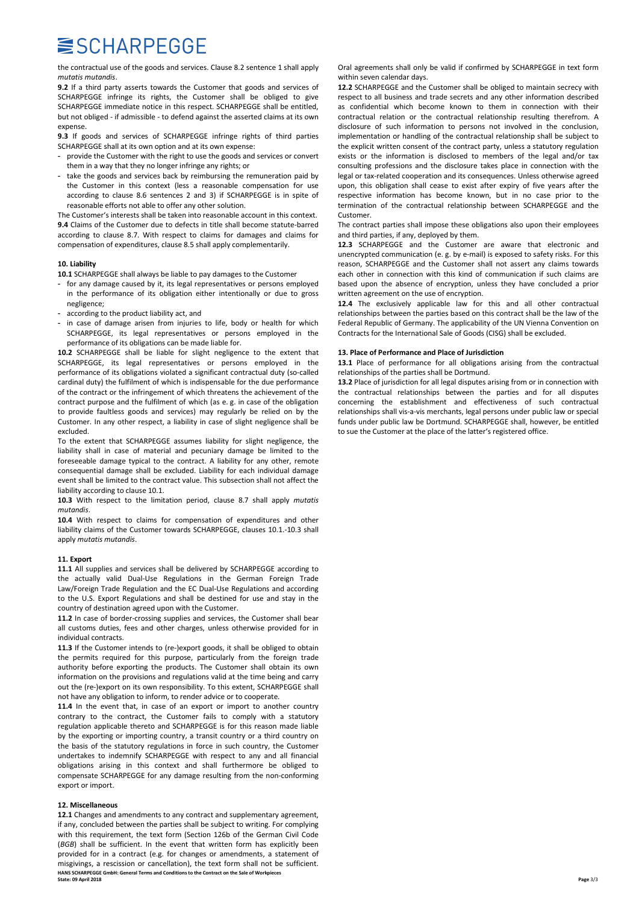the contractual use of the goods and services. Clause 8.2 sentence 1 shall apply *mutatis mutandis*.

**9.2** If a third party asserts towards the Customer that goods and services of SCHARPEGGE infringe its rights, the Customer shall be obliged to give SCHARPEGGE immediate notice in this respect. SCHARPEGGE shall be entitled, but not obliged - if admissible - to defend against the asserted claims at its own expense.

**9.3** If goods and services of SCHARPEGGE infringe rights of third parties SCHARPEGGE shall at its own option and at its own expense:

- provide the Customer with the right to use the goods and services or convert them in a way that they no longer infringe any rights; or
- take the goods and services back by reimbursing the remuneration paid by the Customer in this context (less a reasonable compensation for use according to clause 8.6 sentences 2 and 3) if SCHARPEGGE is in spite of reasonable efforts not able to offer any other solution.

The Customer's interests shall be taken into reasonable account in this context.

**9.4** Claims of the Customer due to defects in title shall become statute-barred according to clause 8.7. With respect to claims for damages and claims for compensation of expenditures, clause 8.5 shall apply complementarily.

### 10. Liability

**10.1** SCHARPEGGE shall always be liable to pay damages to the Customer

- for any damage caused by it, its legal representatives or persons employed in the performance of its obligation either intentionally or due to gross negligence;
- according to the product liability act, and
- in case of damage arisen from injuries to life, body or health for which SCHARPEGGE, its legal representatives or persons employed in the performance of its obligations can be made liable for.

**10.2** SCHARPEGGE shall be liable for slight negligence to the extent that SCHARPEGGE, its legal representatives or persons employed in the performance of its obligations violated a significant contractual duty (so-called cardinal duty) the fulfilment of which is indispensable for the due performance of the contract or the infringement of which threatens the achievement of the contract purpose and the fulfilment of which (as e. g. in case of the obligation to provide faultless goods and services) may regularly be relied on by the Customer. In any other respect, a liability in case of slight negligence shall be excluded.

To the extent that SCHARPEGGE assumes liability for slight negligence, the liability shall in case of material and pecuniary damage be limited to the foreseeable damage typical to the contract. A liability for any other, remote consequential damage shall be excluded. Liability for each individual damage event shall be limited to the contract value. This subsection shall not affect the liability according to clause 10.1.

**10.3** With respect to the limitation period, clause 8.7 shall apply *mutatis mutandis*.

**10.4** With respect to claims for compensation of expenditures and other liability claims of the Customer towards SCHARPEGGE, clauses 10.1.-10.3 shall apply *mutatis mutandis*.

### 11. Export

**11.1** All supplies and services shall be delivered by SCHARPEGGE according to the actually valid Dual-Use Regulations in the German Foreign Trade Law/Foreign Trade Regulation and the EC Dual-Use Regulations and according to the U.S. Export Regulations and shall be destined for use and stay in the country of destination agreed upon with the Customer.

**11.2** In case of border-crossing supplies and services, the Customer shall bear all customs duties, fees and other charges, unless otherwise provided for in individual contracts.

**11.3** If the Customer intends to (re-)export goods, it shall be obliged to obtain the permits required for this purpose, particularly from the foreign trade authority before exporting the products. The Customer shall obtain its own information on the provisions and regulations valid at the time being and carry out the (re-)export on its own responsibility. To this extent, SCHARPEGGE shall not have any obligation to inform, to render advice or to cooperate.

**11.4** In the event that, in case of an export or import to another country contrary to the contract, the Customer fails to comply with a statutory regulation applicable thereto and SCHARPEGGE is for this reason made liable by the exporting or importing country, a transit country or a third country on the basis of the statutory regulations in force in such country, the Customer undertakes to indemnify SCHARPEGGE with respect to any and all financial obligations arising in this context and shall furthermore be obliged to compensate SCHARPEGGE for any damage resulting from the non-conforming export or import.

### 12. Miscellaneous

**12.1** Changes and amendments to any contract and supplementary agreement, if any, concluded between the parties shall be subject to writing. For complying with this requirement, the text form (Section 126b of the German Civil Code (*BGB*) shall be sufficient. In the event that written form has explicitly been provided for in a contract (e.g. for changes or amendments, a statement of misgivings, a rescission or cancellation), the text form shall not be sufficient. Oral agreements shall only be valid if confirmed by SCHARPEGGE in text form within seven calendar days.

**12.2** SCHARPEGGE and the Customer shall be obliged to maintain secrecy with respect to all business and trade secrets and any other information described as confidential which become known to them in connection with their contractual relation or the contractual relationship resulting therefrom. A disclosure of such information to persons not involved in the conclusion, implementation or handling of the contractual relationship shall be subject to the explicit written consent of the contract party, unless a statutory regulation exists or the information is disclosed to members of the legal and/or tax consulting professions and the disclosure takes place in connection with the legal or tax-related cooperation and its consequences. Unless otherwise agreed upon, this obligation shall cease to exist after expiry of five years after the respective information has become known, but in no case prior to the termination of the contractual relationship between SCHARPEGGE and the Customer.

The contract parties shall impose these obligations also upon their employees and third parties, if any, deployed by them.

**12.3** SCHARPEGGE and the Customer are aware that electronic and unencrypted communication (e. g. by e-mail) is exposed to safety risks. For this reason, SCHARPEGGE and the Customer shall not assert any claims towards each other in connection with this kind of communication if such claims are based upon the absence of encryption, unless they have concluded a prior written agreement on the use of encryption.

**12.4** The exclusively applicable law for this and all other contractual relationships between the parties based on this contract shall be the law of the Federal Republic of Germany. The applicability of the UN Vienna Convention on Contracts for the International Sale of Goods (CISG) shall be excluded.

### 13. Place of Performance and Place of Jurisdiction

**13.1** Place of performance for all obligations arising from the contractual relationships of the parties shall be Dortmund.

**13.2** Place of jurisdiction for all legal disputes arising from or in connection with the contractual relationships between the parties and for all disputes concerning the establishment and effectiveness of such contractual relationships shall vis-a-vis merchants, legal persons under public law or special funds under public law be Dortmund. SCHARPEGGE shall, however, be entitled to sue the Customer at the place of the latter's registered office.